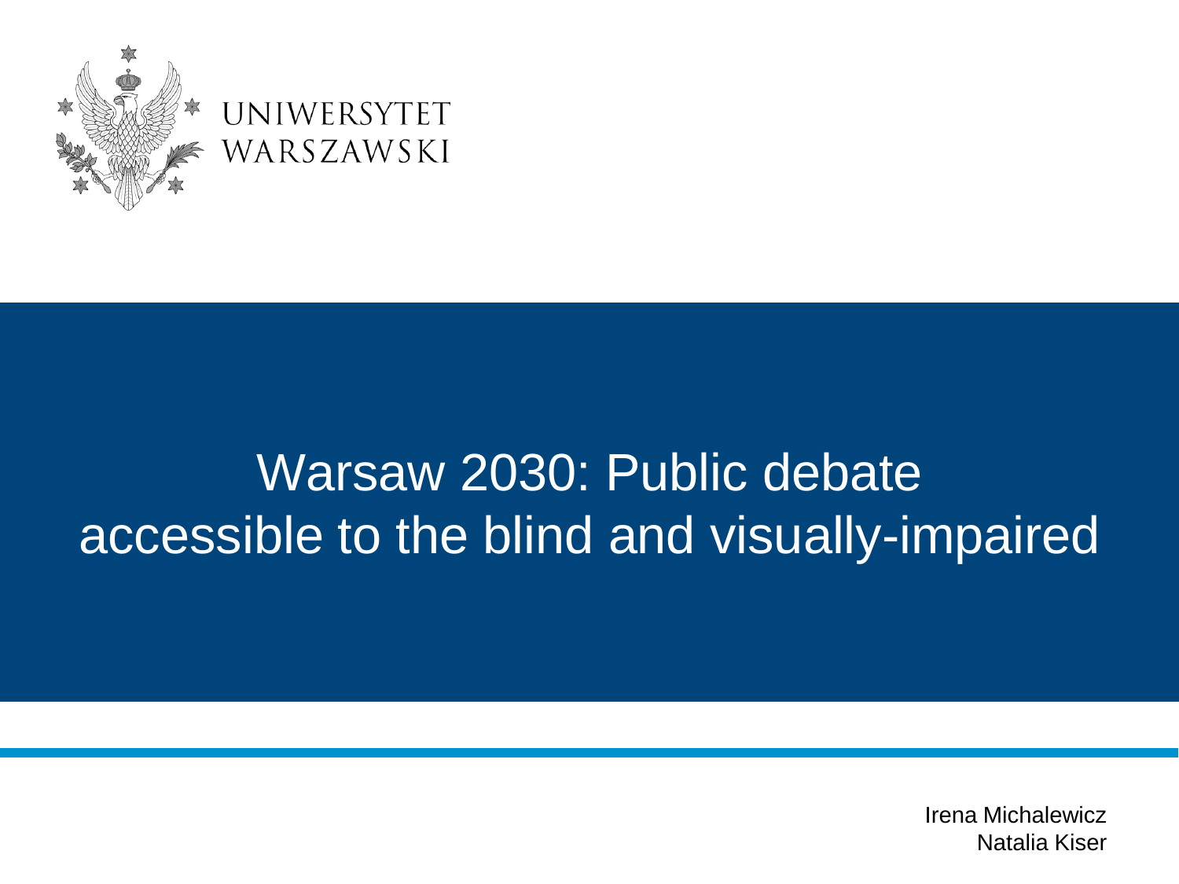UNIWERSYTET WARSZAWSKI

# Warsaw 2030: Public debate accessible to the blind and visually-impaired

Irena Michalewicz
Natalia Kiser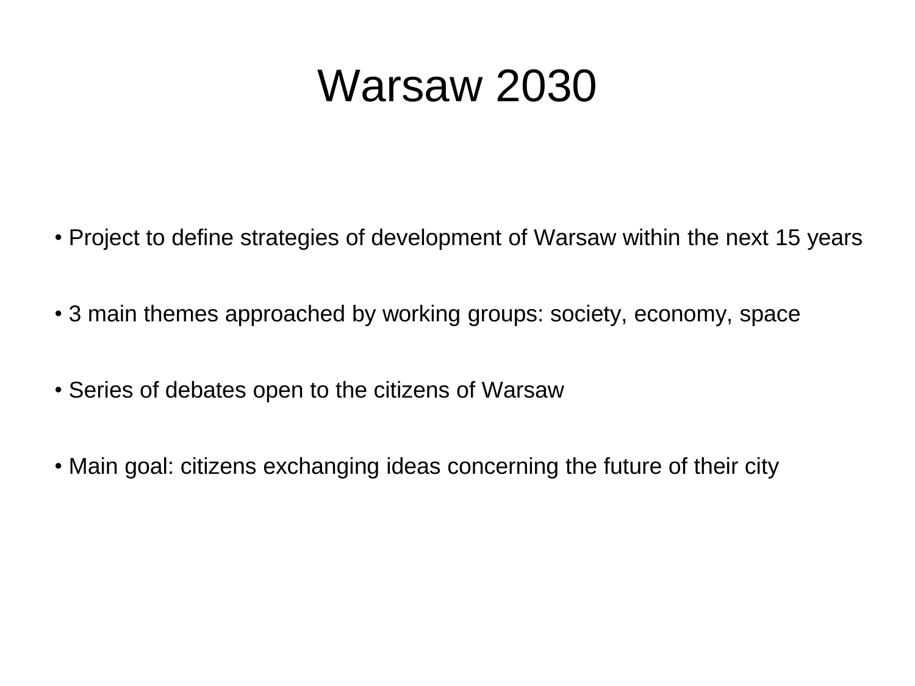# Warsaw 2030

- Project to define strategies of development of Warsaw within the next 15 years
- 3 main themes approached by working groups: society, economy, space
- Series of debates open to the citizens of Warsaw
- Main goal: citizens exchanging ideas concerning the future of their city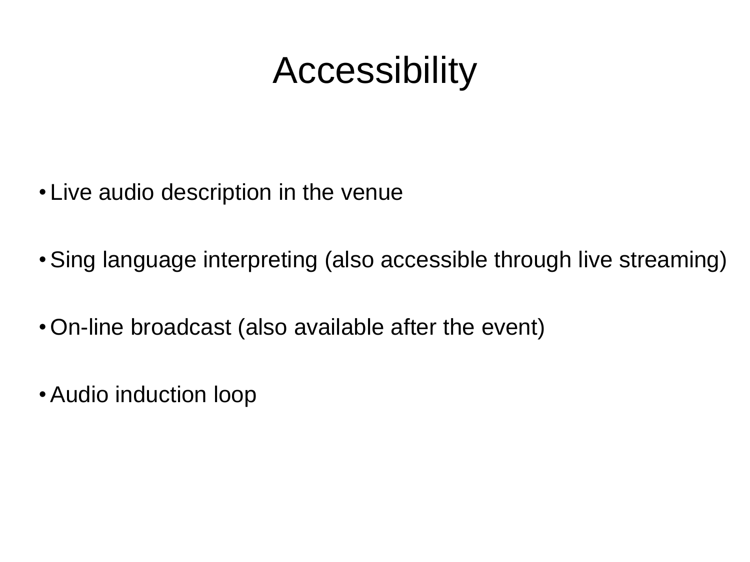# Accessibility

- Live audio description in the venue
- Sing language interpreting (also accessible through live streaming)
- On-line broadcast (also available after the event)
- Audio induction loop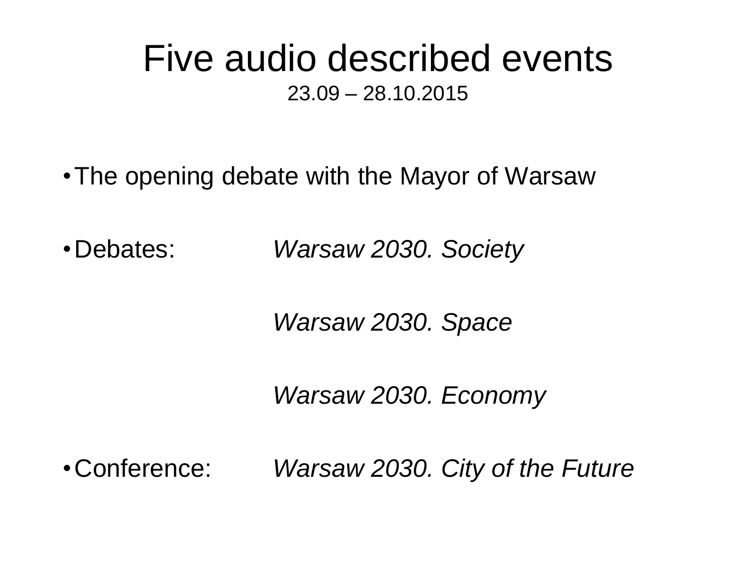# Five audio described events

23.09 – 28.10.2015

- The opening debate with the Mayor of Warsaw
- Debates: *Warsaw 2030. Society*

  *Warsaw 2030. Space*

  *Warsaw 2030. Economy*
- Conference: *Warsaw 2030. City of the Future*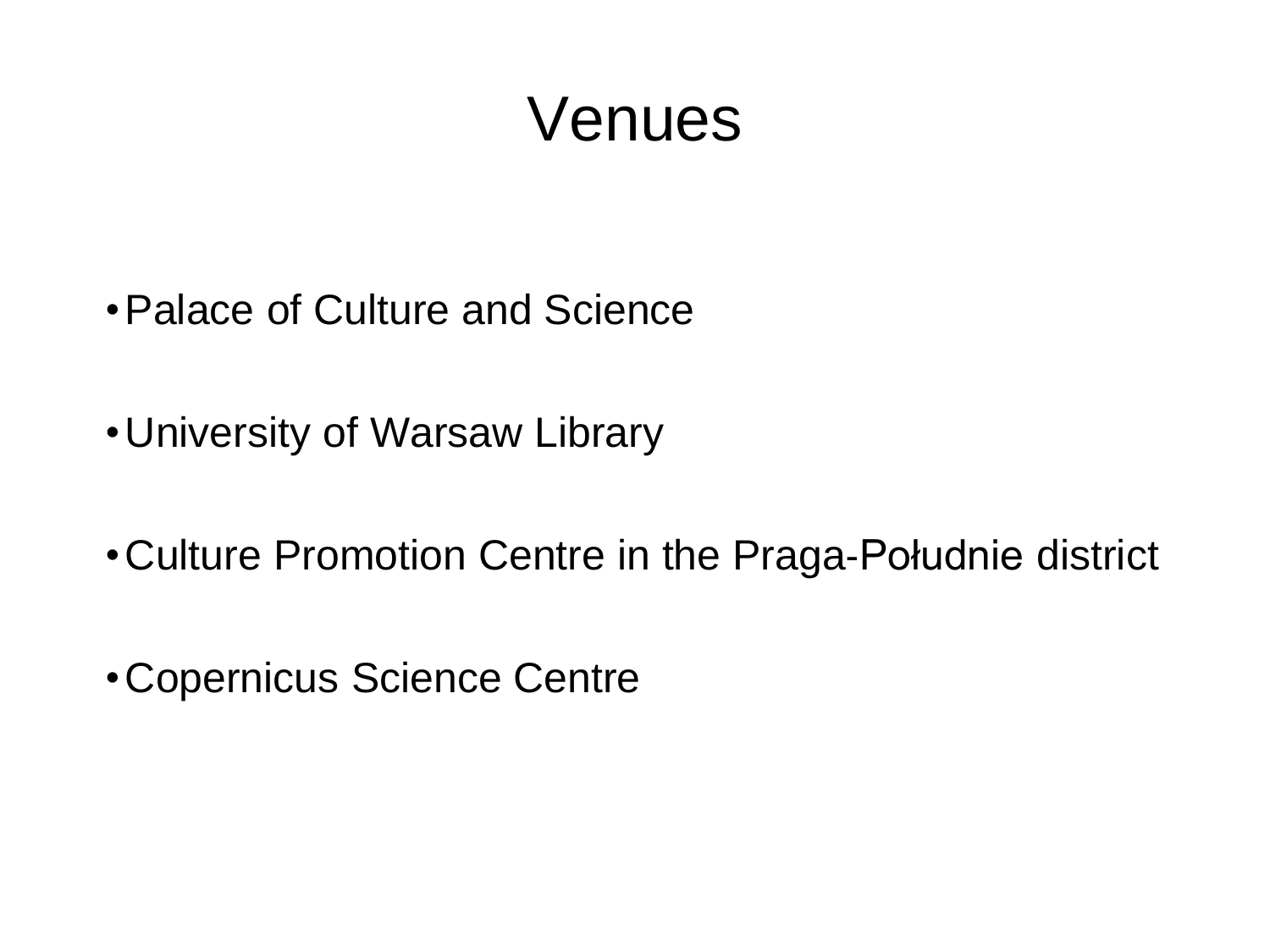# Venues

- Palace of Culture and Science
- University of Warsaw Library
- Culture Promotion Centre in the Praga-Południe district
- Copernicus Science Centre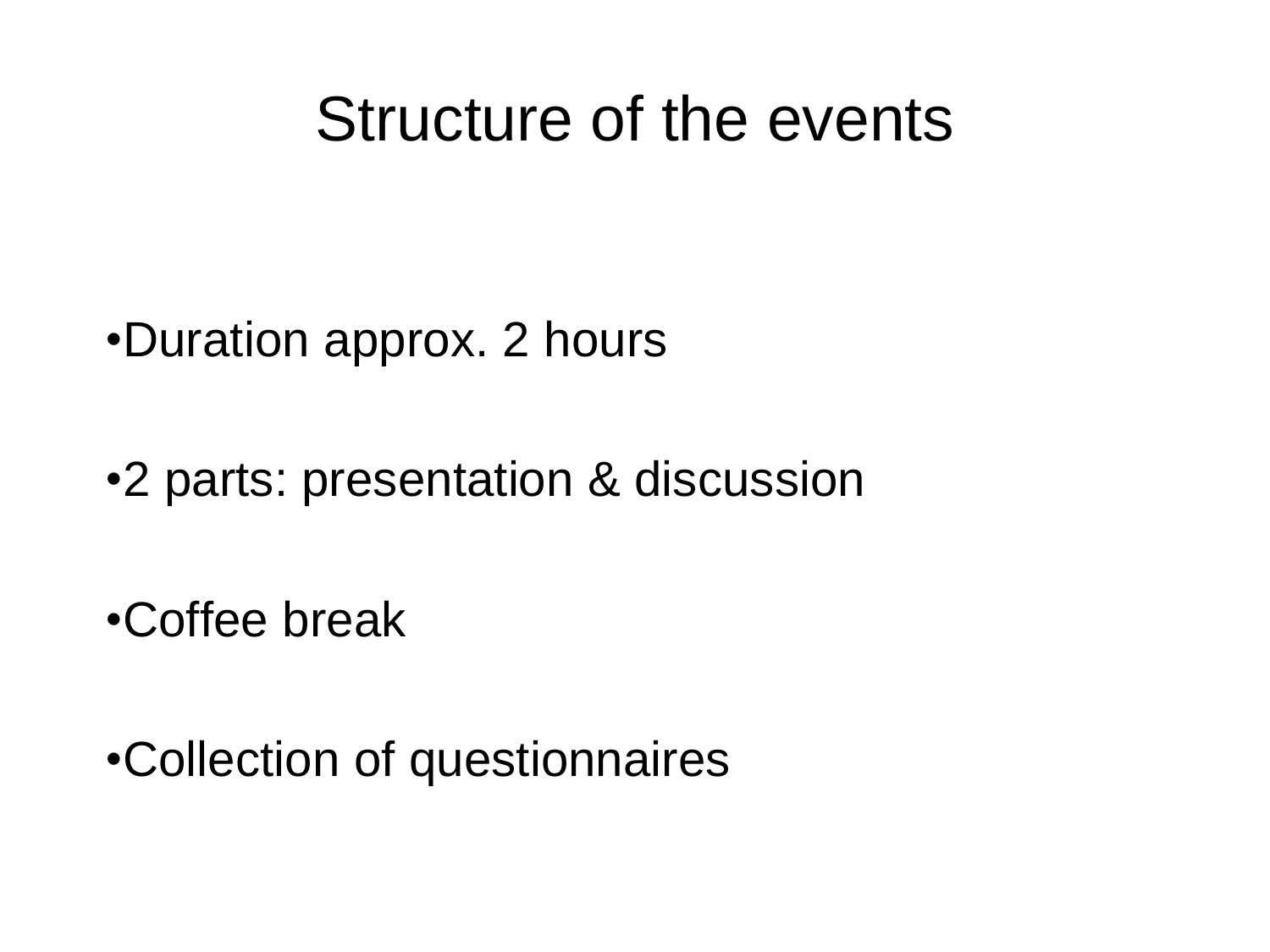# Structure of the events

- Duration approx. 2 hours
- 2 parts: presentation & discussion
- Coffee break
- Collection of questionnaires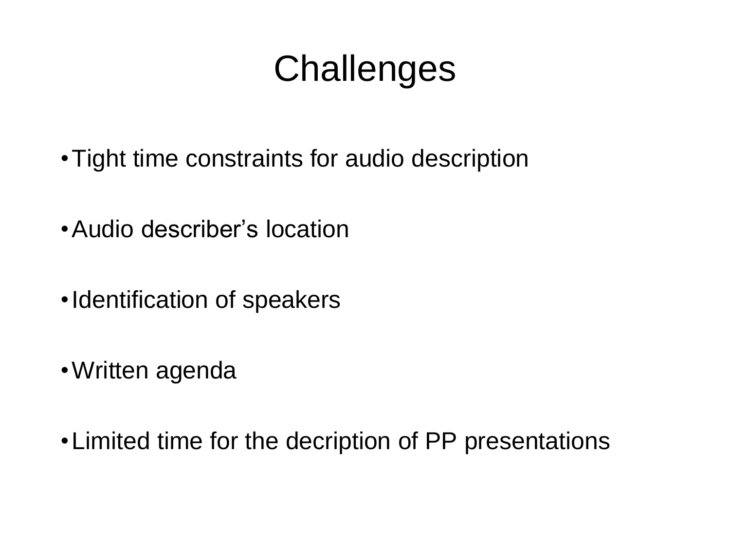# Challenges

- Tight time constraints for audio description
- Audio describer's location
- Identification of speakers
- Written agenda
- Limited time for the decription of PP presentations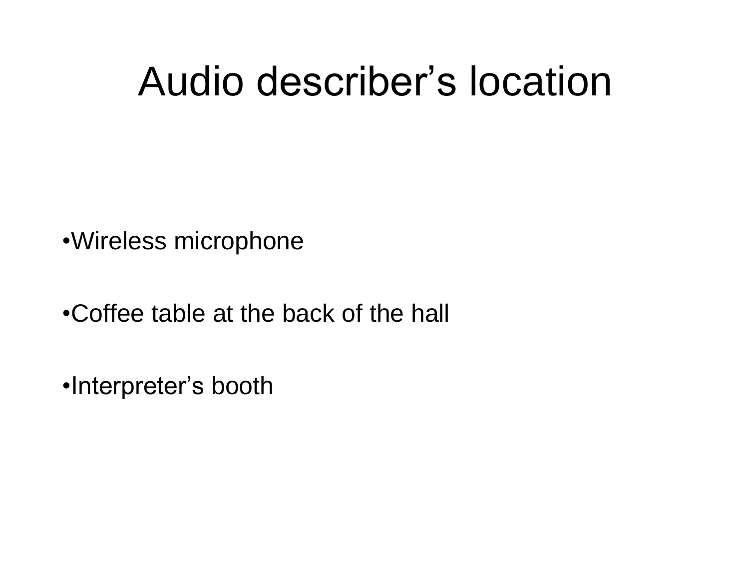# Audio describer's location

- Wireless microphone
- Coffee table at the back of the hall
- Interpreter's booth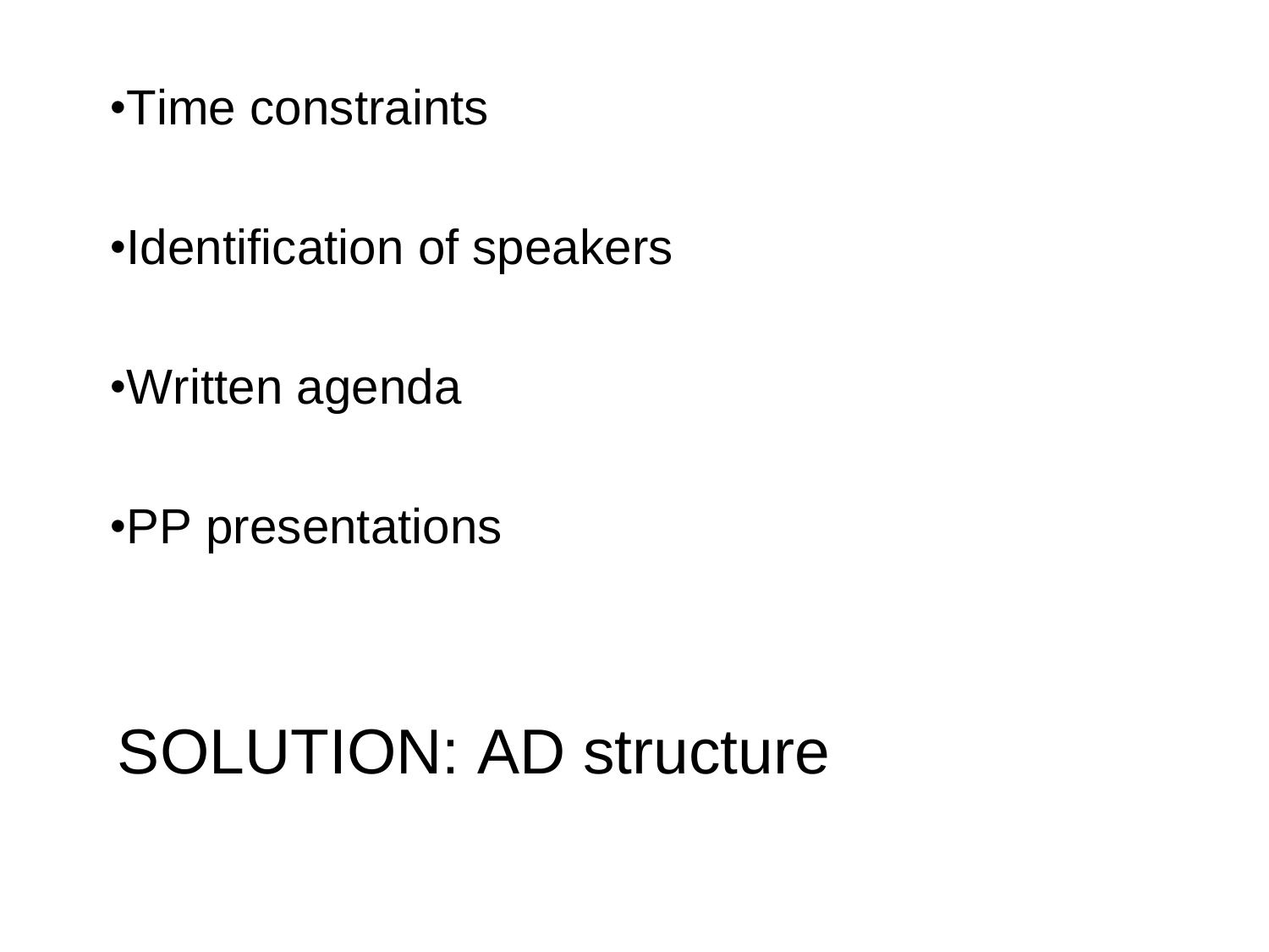- Time constraints
- Identification of speakers
- Written agenda
- PP presentations

## SOLUTION: AD structure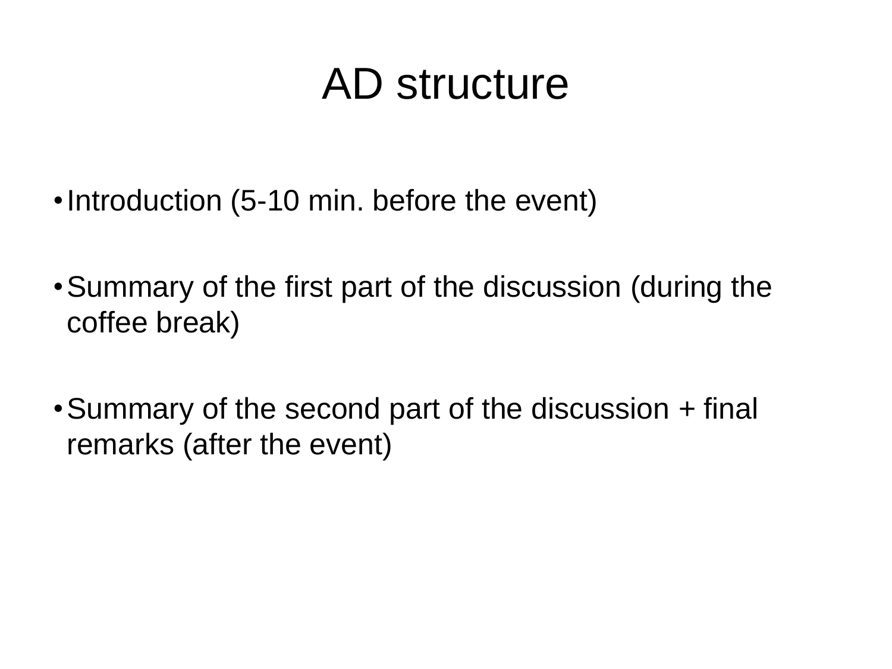# AD structure

- Introduction (5-10 min. before the event)
- Summary of the first part of the discussion (during the coffee break)
- Summary of the second part of the discussion + final remarks (after the event)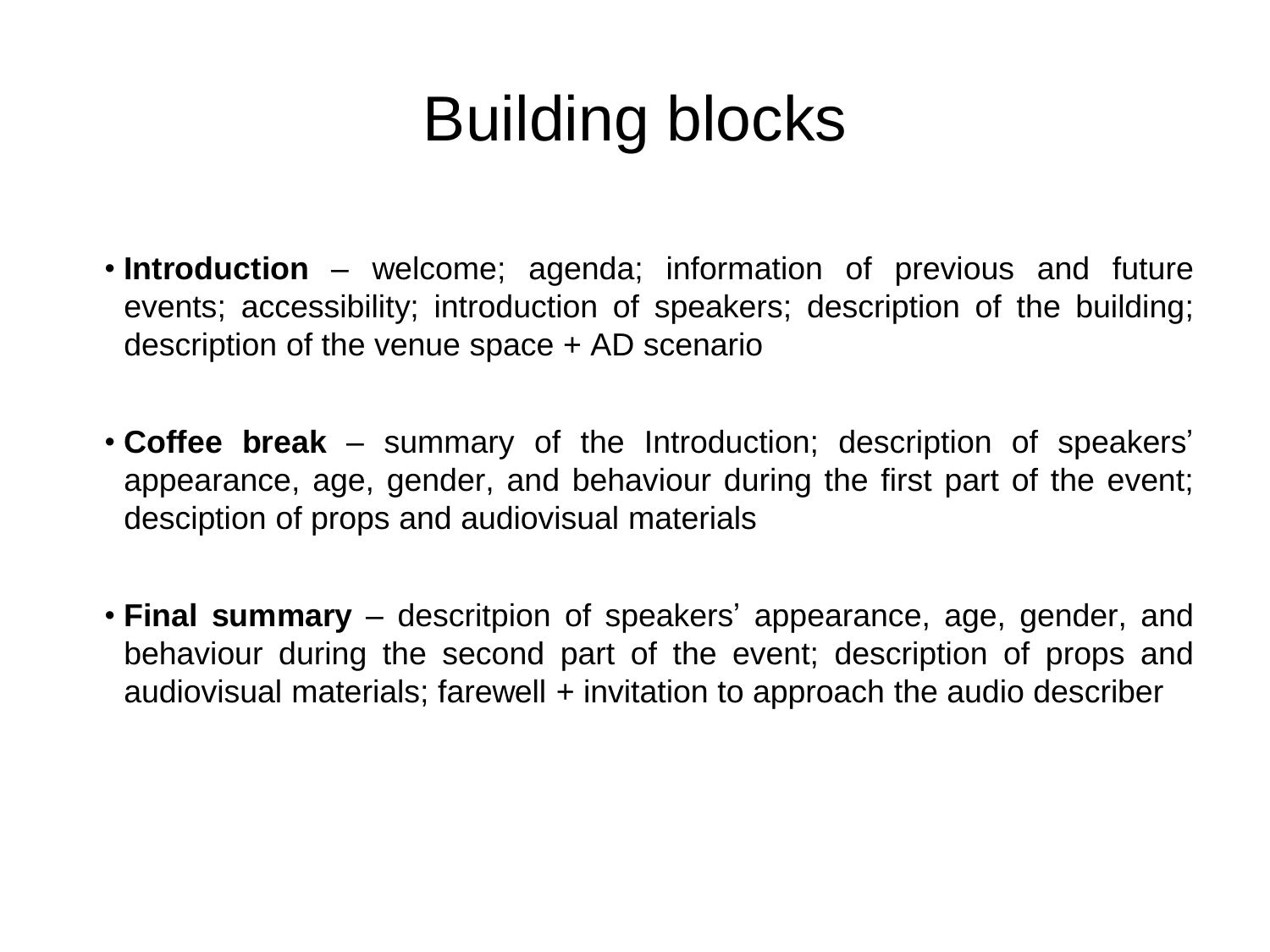# Building blocks

- **Introduction** – welcome; agenda; information of previous and future events; accessibility; introduction of speakers; description of the building; description of the venue space + AD scenario

- **Coffee break** – summary of the Introduction; description of speakers' appearance, age, gender, and behaviour during the first part of the event; desciption of props and audiovisual materials

- **Final summary** – descritpion of speakers' appearance, age, gender, and behaviour during the second part of the event; description of props and audiovisual materials; farewell + invitation to approach the audio describer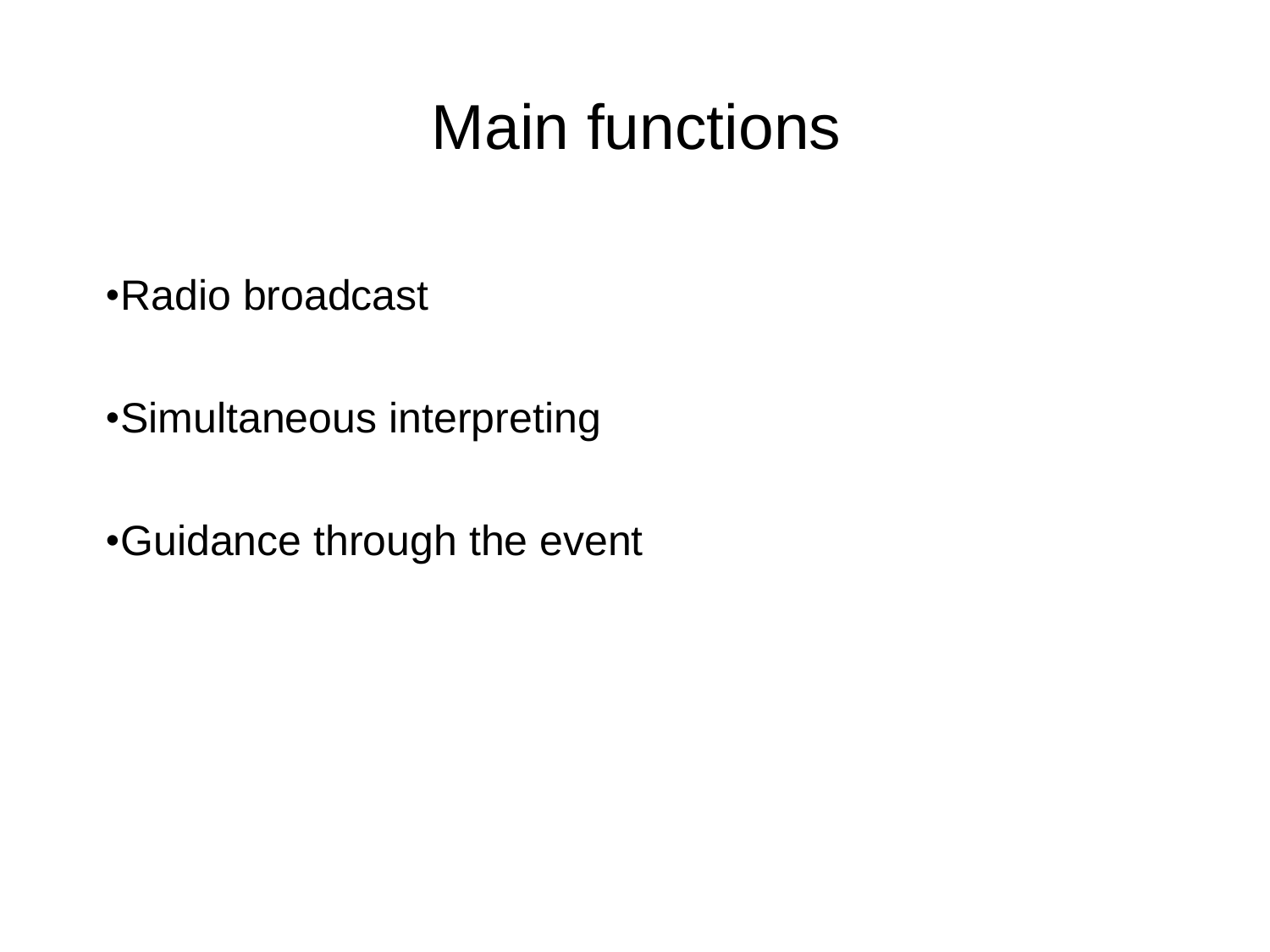# Main functions

- Radio broadcast
- Simultaneous interpreting
- Guidance through the event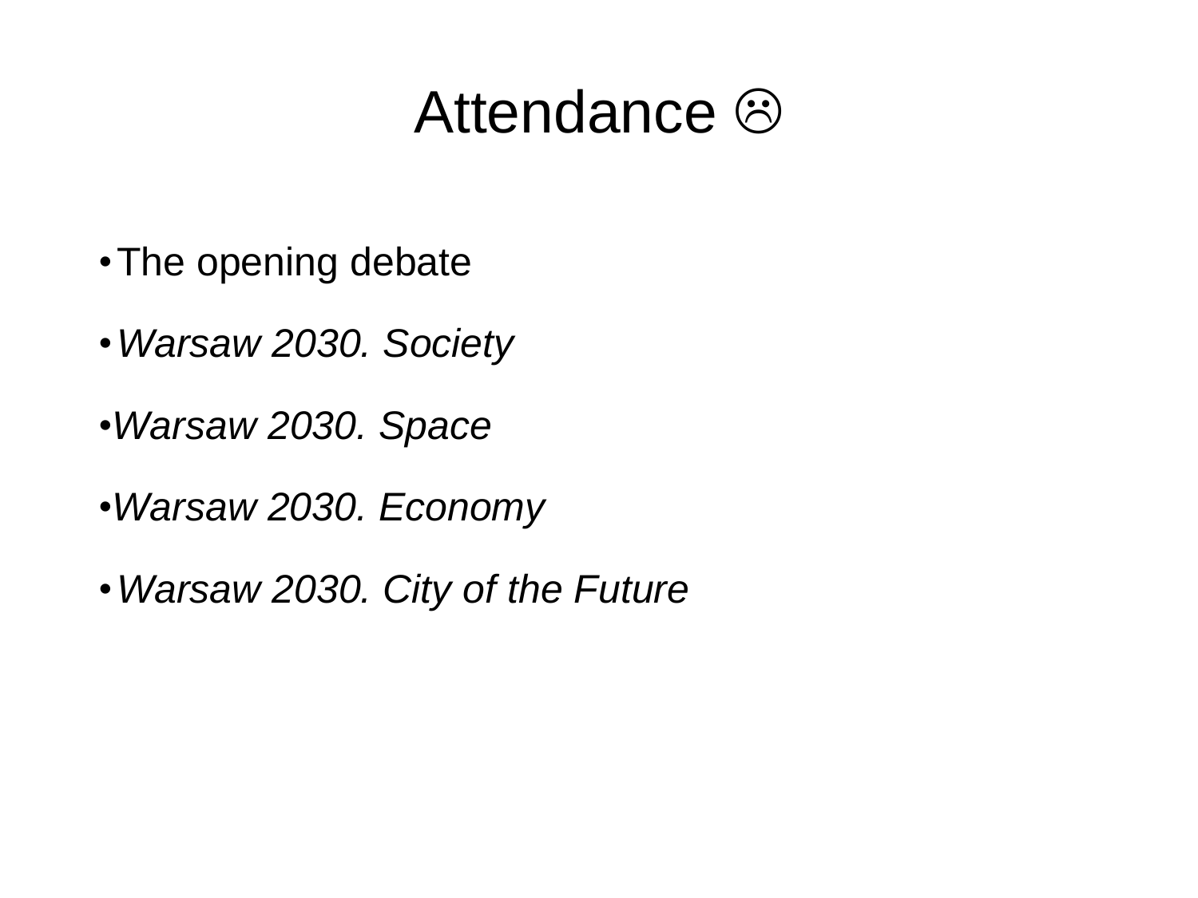# Attendance ☹

- The opening debate
- *Warsaw 2030. Society*
- *Warsaw 2030. Space*
- *Warsaw 2030. Economy*
- *Warsaw 2030. City of the Future*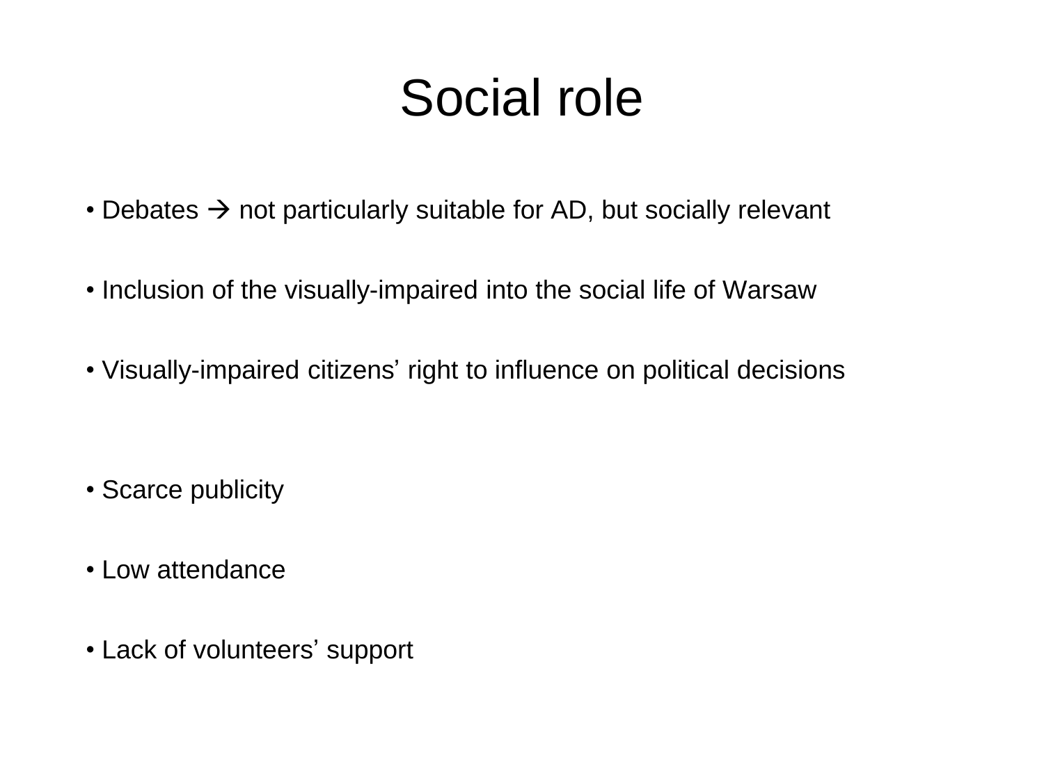# Social role

- Debates → not particularly suitable for AD, but socially relevant
- Inclusion of the visually-impaired into the social life of Warsaw
- Visually-impaired citizens' right to influence on political decisions

- Scarce publicity
- Low attendance
- Lack of volunteers' support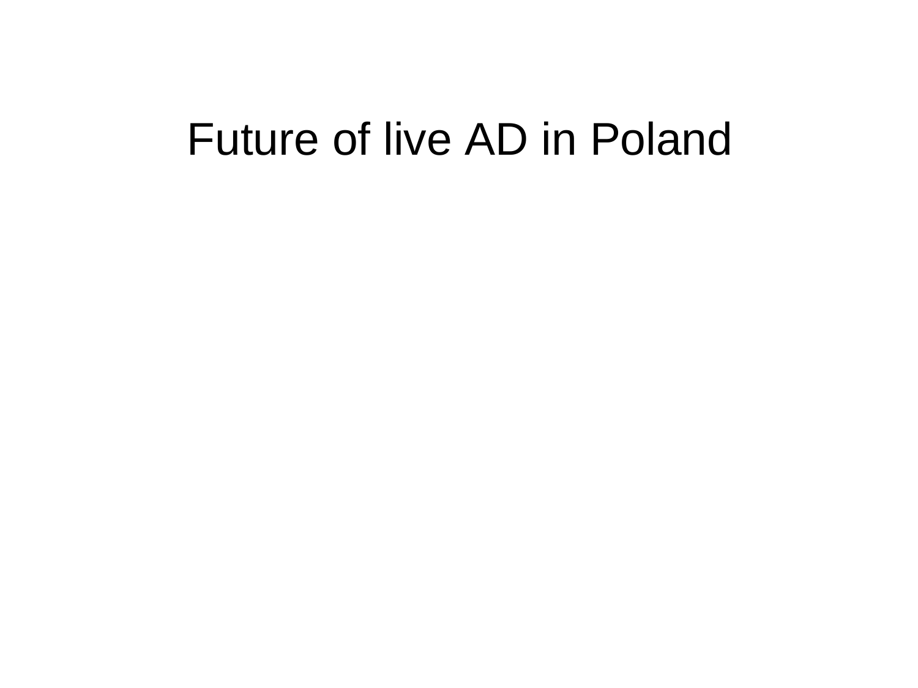# Future of live AD in Poland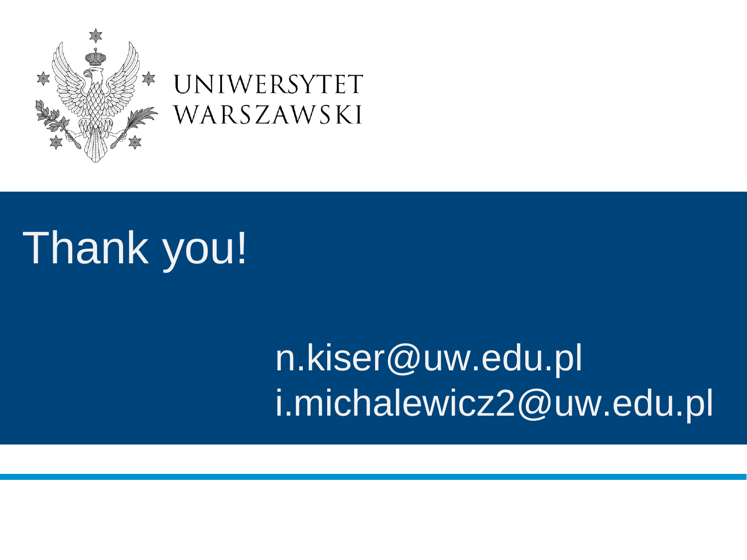UNIWERSYTET
WARSZAWSKI

# Thank you!

n.kiser@uw.edu.pl
i.michalewicz2@uw.edu.pl